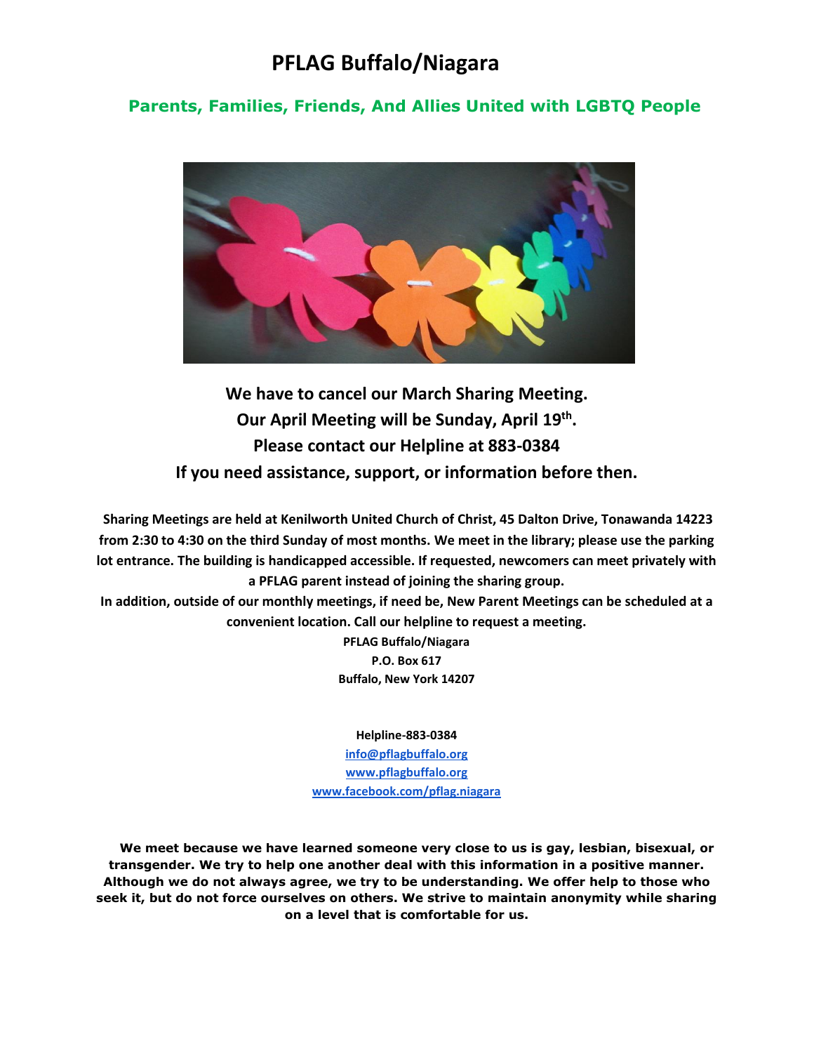# PFLAG Buffalo/Niagara

## Parents, Families, Friends, And Allies United with LGBTQ People

**We have to cancel our March Sharing Meeting.**
**Our April Meeting will be Sunday, April 19th.**
**Please contact our Helpline at 883-0384**
**If you need assistance, support, or information before then.**

**Sharing Meetings are held at Kenilworth United Church of Christ, 45 Dalton Drive, Tonawanda 14223 from 2:30 to 4:30 on the third Sunday of most months. We meet in the library; please use the parking lot entrance. The building is handicapped accessible. If requested, newcomers can meet privately with a PFLAG parent instead of joining the sharing group.**

**In addition, outside of our monthly meetings, if need be, New Parent Meetings can be scheduled at a convenient location. Call our helpline to request a meeting.**

**PFLAG Buffalo/Niagara**
**P.O. Box 617**
**Buffalo, New York 14207**

**Helpline-883-0384**
info@pflagbuffalo.org
www.pflagbuffalo.org
www.facebook.com/pflag.niagara

**We meet because we have learned someone very close to us is gay, lesbian, bisexual, or transgender. We try to help one another deal with this information in a positive manner. Although we do not always agree, we try to be understanding. We offer help to those who seek it, but do not force ourselves on others. We strive to maintain anonymity while sharing on a level that is comfortable for us.**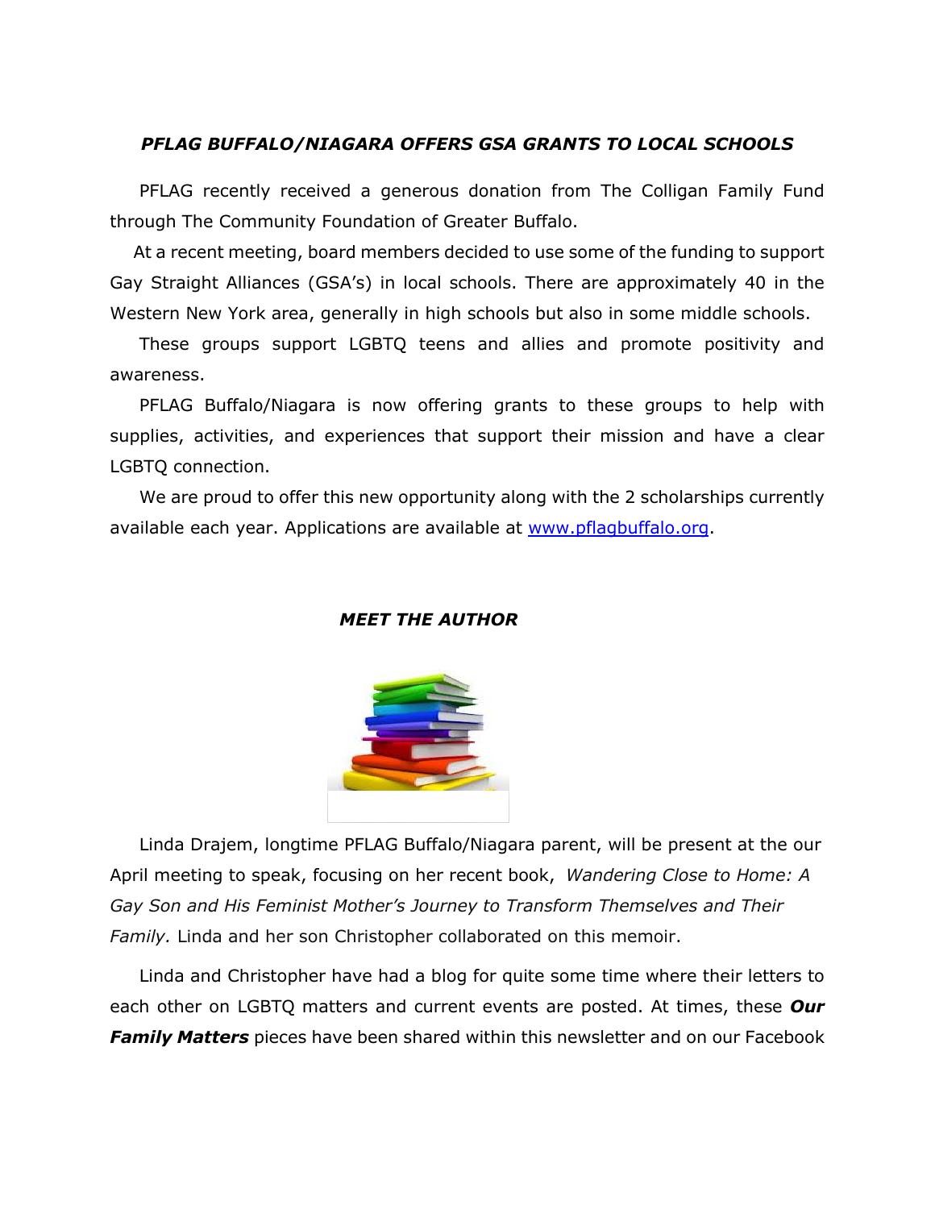### *PFLAG BUFFALO/NIAGARA OFFERS GSA GRANTS TO LOCAL SCHOOLS*

PFLAG recently received a generous donation from The Colligan Family Fund through The Community Foundation of Greater Buffalo.

At a recent meeting, board members decided to use some of the funding to support Gay Straight Alliances (GSA's) in local schools. There are approximately 40 in the Western New York area, generally in high schools but also in some middle schools.

These groups support LGBTQ teens and allies and promote positivity and awareness.

PFLAG Buffalo/Niagara is now offering grants to these groups to help with supplies, activities, and experiences that support their mission and have a clear LGBTQ connection.

We are proud to offer this new opportunity along with the 2 scholarships currently available each year. Applications are available at [www.pflagbuffalo.org](http://www.pflagbuffalo.org).

### *MEET THE AUTHOR*

Linda Drajem, longtime PFLAG Buffalo/Niagara parent, will be present at the our April meeting to speak, focusing on her recent book, *Wandering Close to Home: A Gay Son and His Feminist Mother's Journey to Transform Themselves and Their Family.* Linda and her son Christopher collaborated on this memoir.

Linda and Christopher have had a blog for quite some time where their letters to each other on LGBTQ matters and current events are posted. At times, these ***Our Family Matters*** pieces have been shared within this newsletter and on our Facebook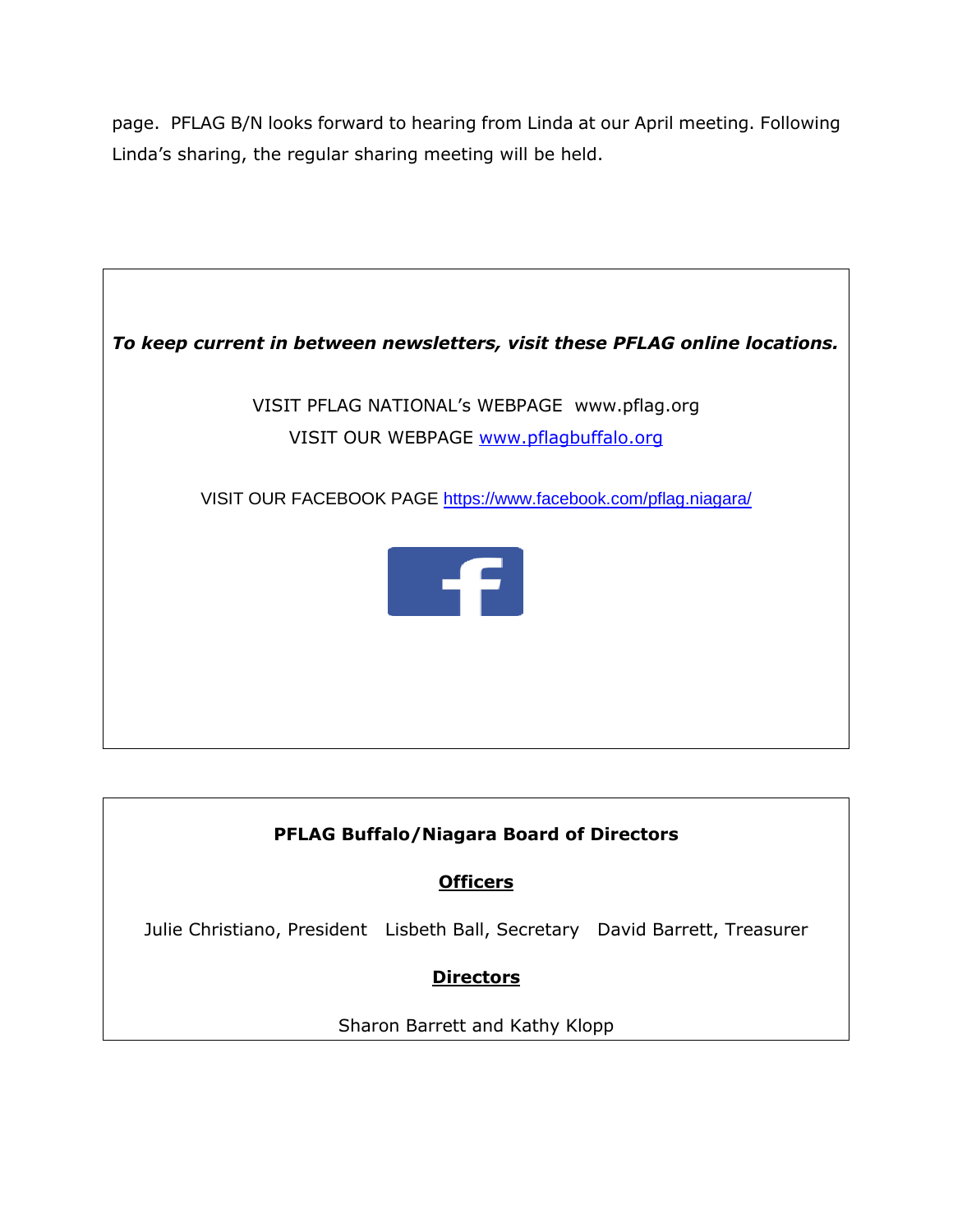page.  PFLAG B/N looks forward to hearing from Linda at our April meeting. Following Linda's sharing, the regular sharing meeting will be held.

***To keep current in between newsletters, visit these PFLAG online locations.***

VISIT PFLAG NATIONAL's WEBPAGE  www.pflag.org

VISIT OUR WEBPAGE [www.pflagbuffalo.org](http://www.pflagbuffalo.org)

VISIT OUR FACEBOOK PAGE [https://www.facebook.com/pflag.niagara/](https://www.facebook.com/pflag.niagara/)

**PFLAG Buffalo/Niagara Board of Directors**

**Officers**

Julie Christiano, President   Lisbeth Ball, Secretary   David Barrett, Treasurer

**Directors**

Sharon Barrett and Kathy Klopp